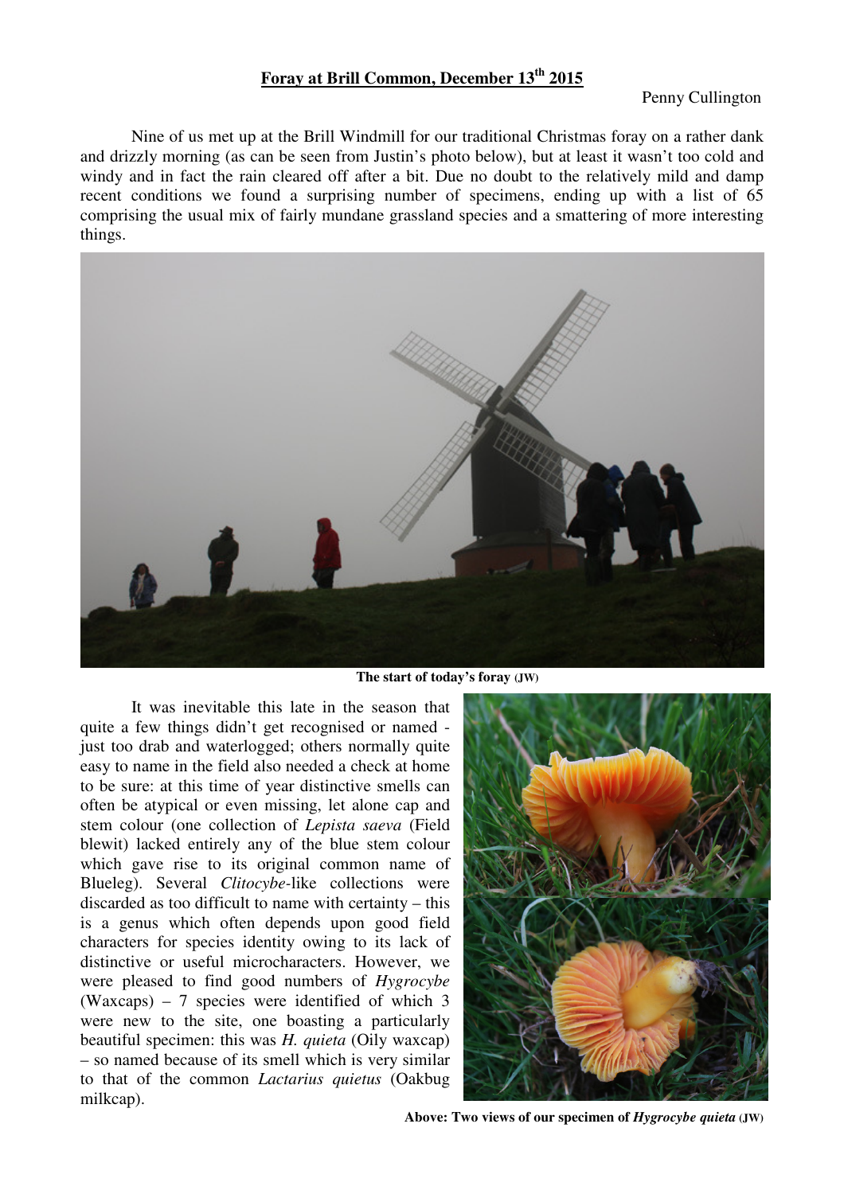**Foray at Brill Common, December 13th 2015**

Penny Cullington

Nine of us met up at the Brill Windmill for our traditional Christmas foray on a rather dank and drizzly morning (as can be seen from Justin's photo below), but at least it wasn't too cold and windy and in fact the rain cleared off after a bit. Due no doubt to the relatively mild and damp recent conditions we found a surprising number of specimens, ending up with a list of 65 comprising the usual mix of fairly mundane grassland species and a smattering of more interesting things.

**The start of today's foray (JW)**

It was inevitable this late in the season that quite a few things didn't get recognised or named - just too drab and waterlogged; others normally quite easy to name in the field also needed a check at home to be sure: at this time of year distinctive smells can often be atypical or even missing, let alone cap and stem colour (one collection of *Lepista saeva* (Field blewit) lacked entirely any of the blue stem colour which gave rise to its original common name of Blueleg). Several *Clitocybe*-like collections were discarded as too difficult to name with certainty – this is a genus which often depends upon good field characters for species identity owing to its lack of distinctive or useful microcharacters. However, we were pleased to find good numbers of *Hygrocybe* (Waxcaps) – 7 species were identified of which 3 were new to the site, one boasting a particularly beautiful specimen: this was *H. quieta* (Oily waxcap) – so named because of its smell which is very similar to that of the common *Lactarius quietus* (Oakbug milkcap).

**Above: Two views of our specimen of *Hygrocybe quieta* (JW)**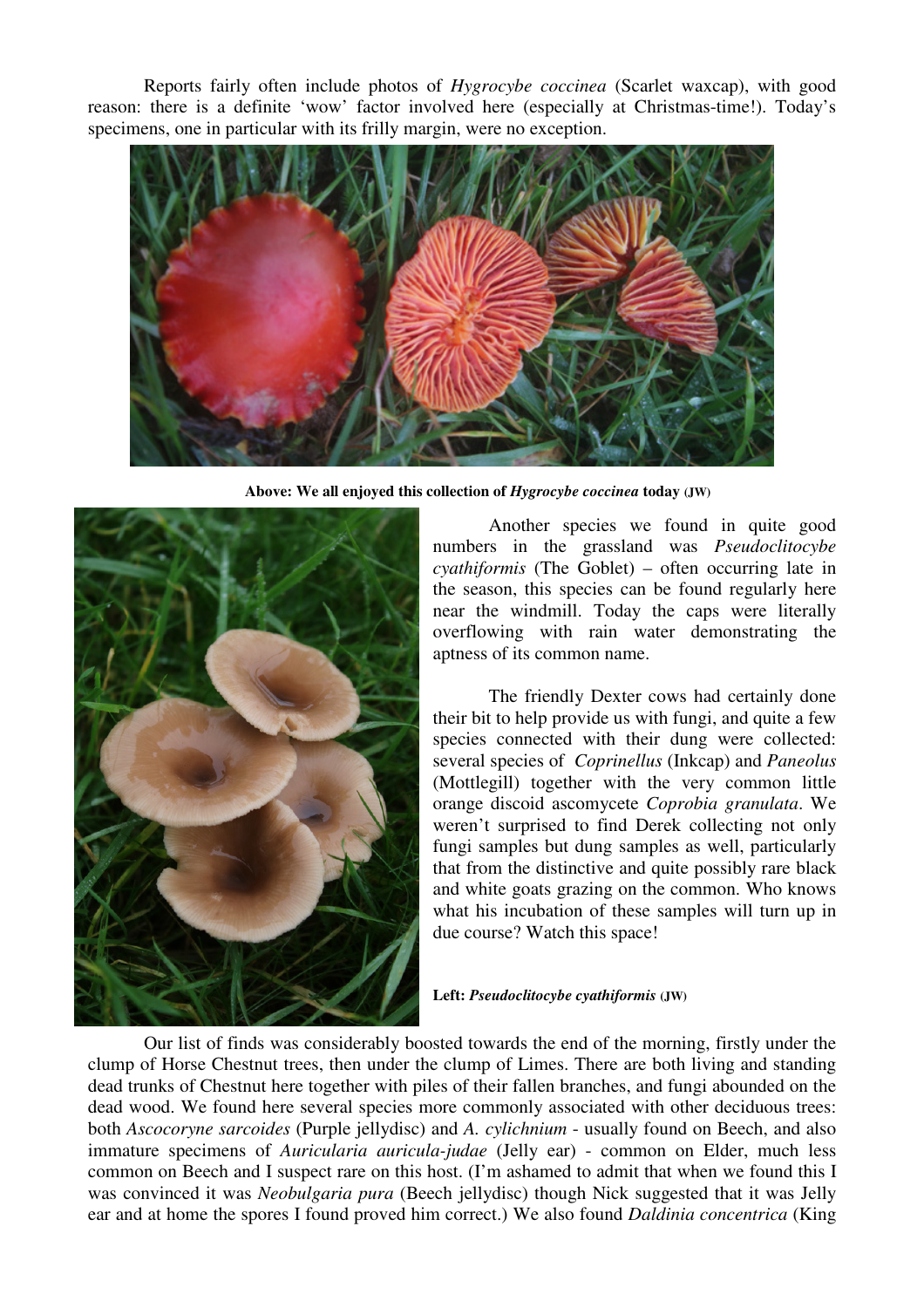Reports fairly often include photos of *Hygrocybe coccinea* (Scarlet waxcap), with good reason: there is a definite 'wow' factor involved here (especially at Christmas-time!). Today's specimens, one in particular with its frilly margin, were no exception.

**Above: We all enjoyed this collection of *Hygrocybe coccinea* today (JW)**

Another species we found in quite good numbers in the grassland was *Pseudoclitocybe cyathiformis* (The Goblet) – often occurring late in the season, this species can be found regularly here near the windmill. Today the caps were literally overflowing with rain water demonstrating the aptness of its common name.

The friendly Dexter cows had certainly done their bit to help provide us with fungi, and quite a few species connected with their dung were collected: several species of *Coprinellus* (Inkcap) and *Paneolus* (Mottlegill) together with the very common little orange discoid ascomycete *Coprobia granulata*. We weren't surprised to find Derek collecting not only fungi samples but dung samples as well, particularly that from the distinctive and quite possibly rare black and white goats grazing on the common. Who knows what his incubation of these samples will turn up in due course? Watch this space!

**Left: *Pseudoclitocybe cyathiformis* (JW)**

Our list of finds was considerably boosted towards the end of the morning, firstly under the clump of Horse Chestnut trees, then under the clump of Limes. There are both living and standing dead trunks of Chestnut here together with piles of their fallen branches, and fungi abounded on the dead wood. We found here several species more commonly associated with other deciduous trees: both *Ascocoryne sarcoides* (Purple jellydisc) and *A. cylichnium* - usually found on Beech, and also immature specimens of *Auricularia auricula-judae* (Jelly ear) - common on Elder, much less common on Beech and I suspect rare on this host. (I'm ashamed to admit that when we found this I was convinced it was *Neobulgaria pura* (Beech jellydisc) though Nick suggested that it was Jelly ear and at home the spores I found proved him correct.) We also found *Daldinia concentrica* (King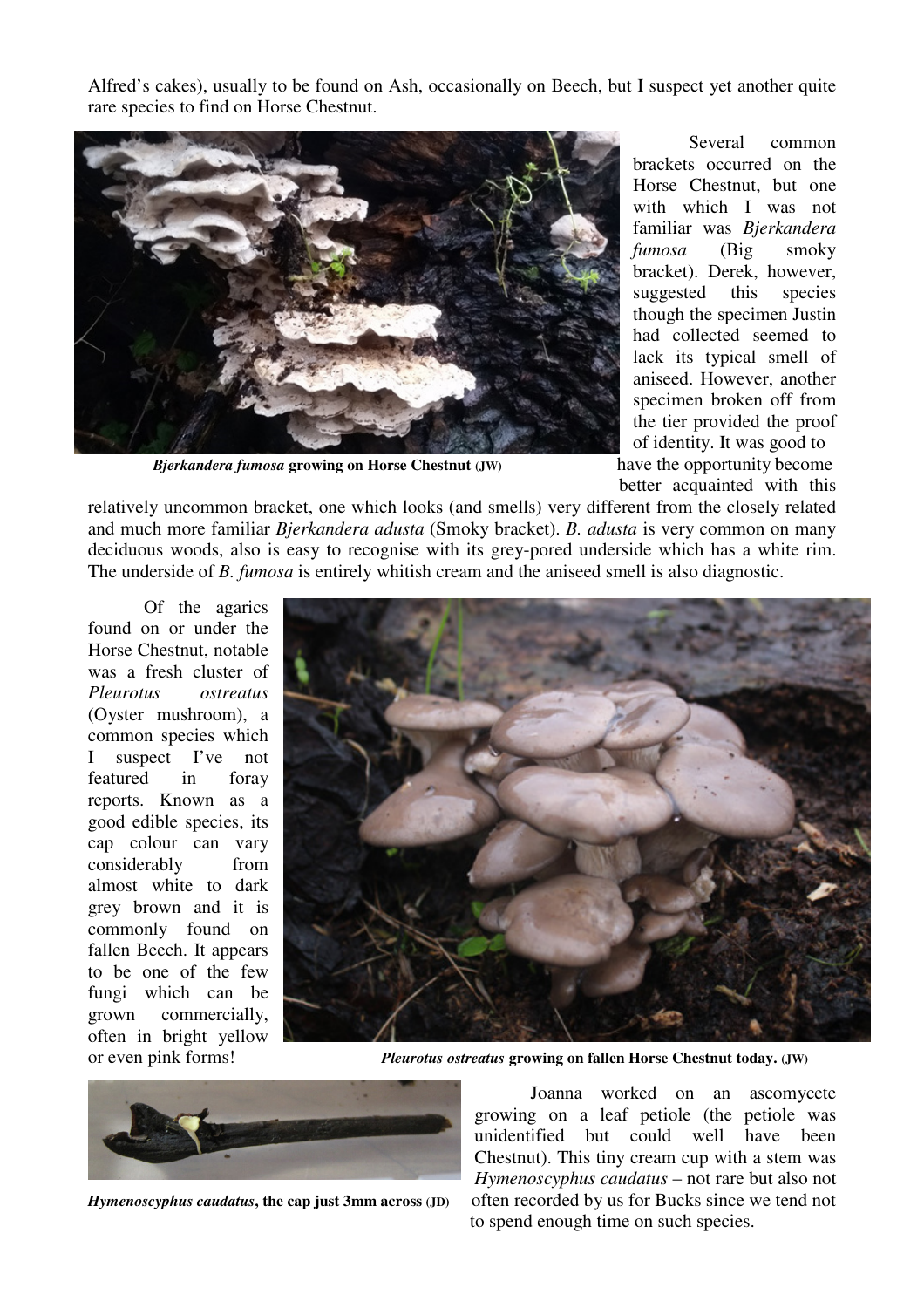Alfred's cakes), usually to be found on Ash, occasionally on Beech, but I suspect yet another quite rare species to find on Horse Chestnut.

***Bjerkandera fumosa* growing on Horse Chestnut (JW)**

Several common brackets occurred on the Horse Chestnut, but one with which I was not familiar was *Bjerkandera fumosa* (Big smoky bracket). Derek, however, suggested this species though the specimen Justin had collected seemed to lack its typical smell of aniseed. However, another specimen broken off from the tier provided the proof of identity. It was good to have the opportunity become better acquainted with this relatively uncommon bracket, one which looks (and smells) very different from the closely related and much more familiar *Bjerkandera adusta* (Smoky bracket). *B. adusta* is very common on many deciduous woods, also is easy to recognise with its grey-pored underside which has a white rim. The underside of *B. fumosa* is entirely whitish cream and the aniseed smell is also diagnostic.

Of the agarics found on or under the Horse Chestnut, notable was a fresh cluster of *Pleurotus ostreatus* (Oyster mushroom), a common species which I suspect I've not featured in foray reports. Known as a good edible species, its cap colour can vary considerably from almost white to dark grey brown and it is commonly found on fallen Beech. It appears to be one of the few fungi which can be grown commercially, often in bright yellow or even pink forms!

***Pleurotus ostreatus* growing on fallen Horse Chestnut today. (JW)**

***Hymenoscyphus caudatus*, the cap just 3mm across (JD)**

Joanna worked on an ascomycete growing on a leaf petiole (the petiole was unidentified but could well have been Chestnut). This tiny cream cup with a stem was *Hymenoscyphus caudatus* – not rare but also not often recorded by us for Bucks since we tend not to spend enough time on such species.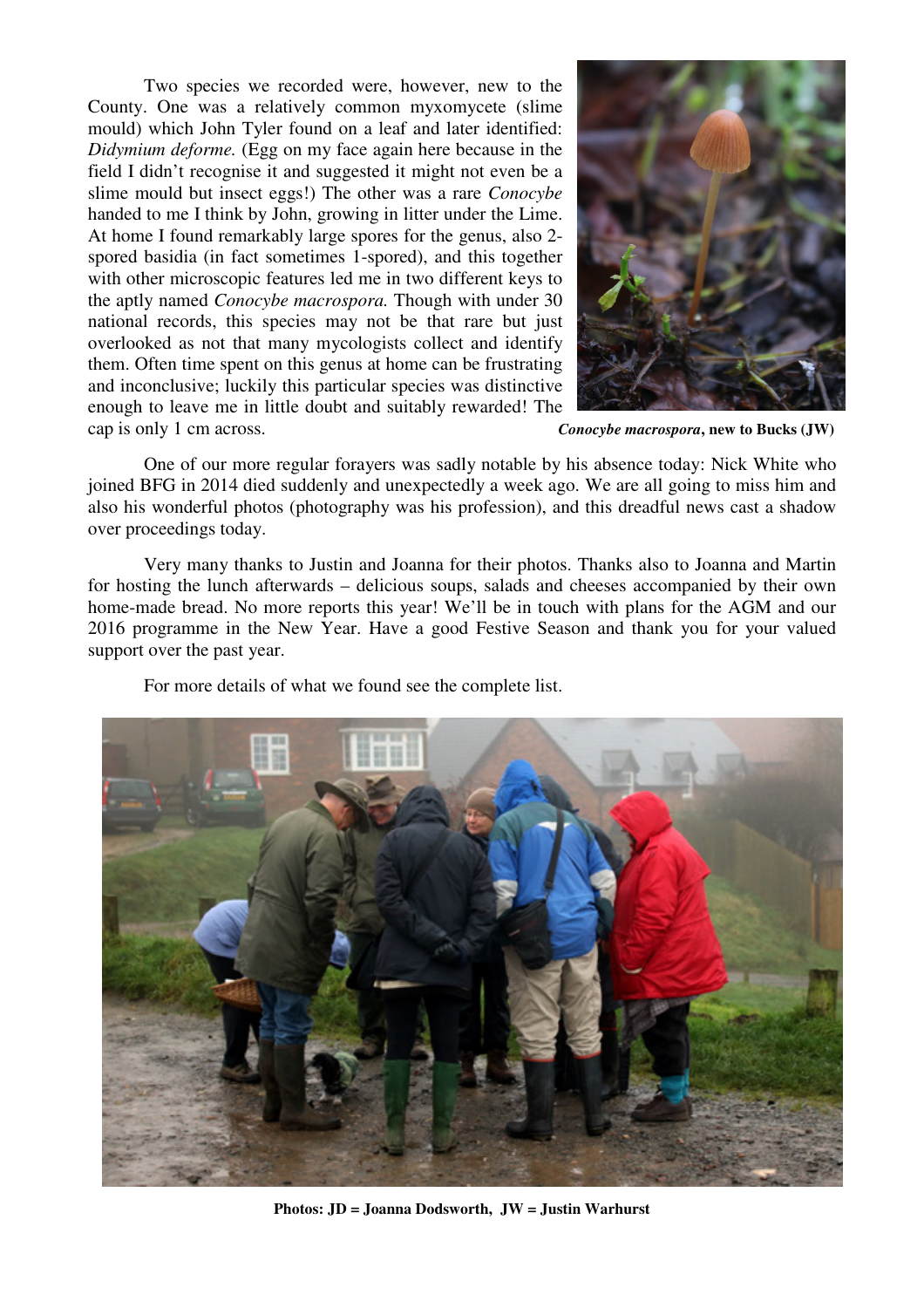Two species we recorded were, however, new to the County. One was a relatively common myxomycete (slime mould) which John Tyler found on a leaf and later identified: *Didymium deforme.* (Egg on my face again here because in the field I didn't recognise it and suggested it might not even be a slime mould but insect eggs!) The other was a rare *Conocybe* handed to me I think by John, growing in litter under the Lime. At home I found remarkably large spores for the genus, also 2-spored basidia (in fact sometimes 1-spored), and this together with other microscopic features led me in two different keys to the aptly named *Conocybe macrospora.* Though with under 30 national records, this species may not be that rare but just overlooked as not that many mycologists collect and identify them. Often time spent on this genus at home can be frustrating and inconclusive; luckily this particular species was distinctive enough to leave me in little doubt and suitably rewarded! The cap is only 1 cm across.

***Conocybe macrospora*, new to Bucks (JW)**

One of our more regular forayers was sadly notable by his absence today: Nick White who joined BFG in 2014 died suddenly and unexpectedly a week ago. We are all going to miss him and also his wonderful photos (photography was his profession), and this dreadful news cast a shadow over proceedings today.

Very many thanks to Justin and Joanna for their photos. Thanks also to Joanna and Martin for hosting the lunch afterwards – delicious soups, salads and cheeses accompanied by their own home-made bread. No more reports this year! We'll be in touch with plans for the AGM and our 2016 programme in the New Year. Have a good Festive Season and thank you for your valued support over the past year.

For more details of what we found see the complete list.

**Photos: JD = Joanna Dodsworth, JW = Justin Warhurst**